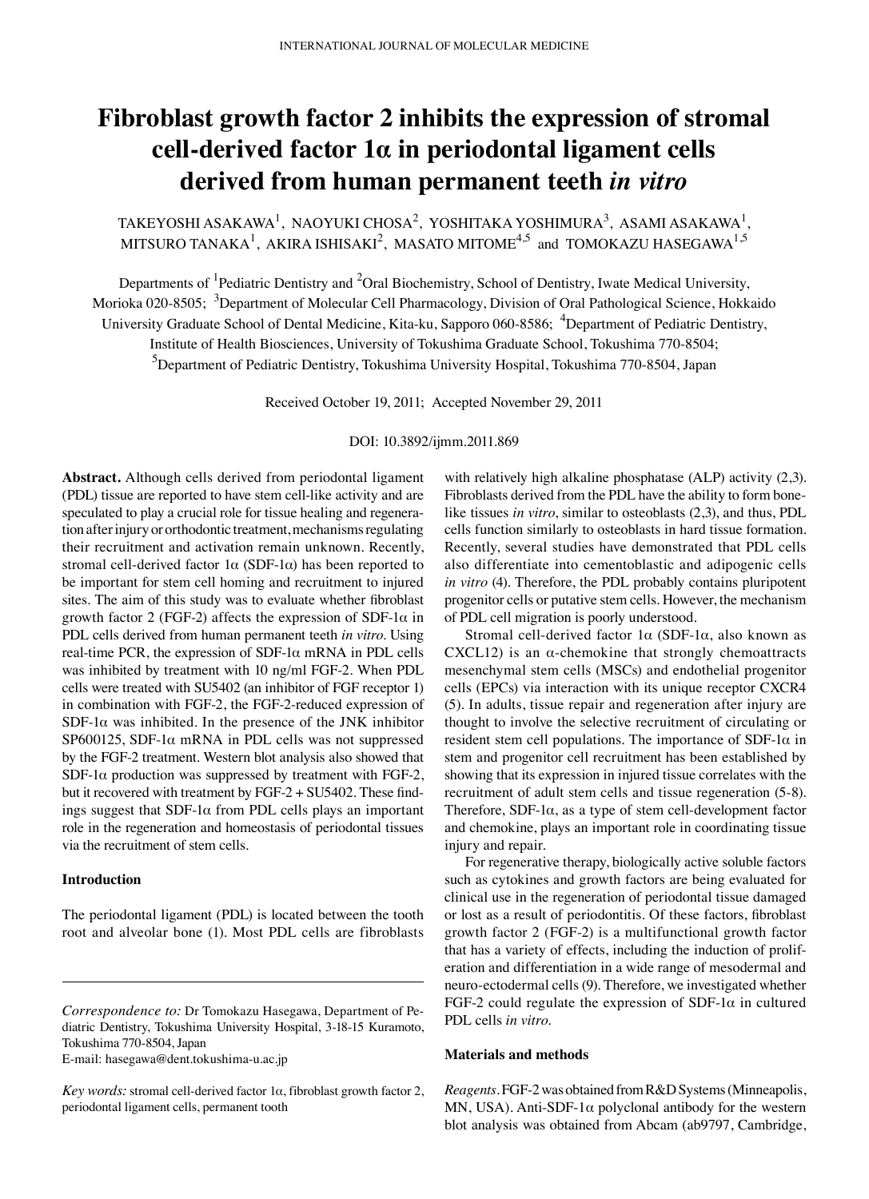# Fibroblast growth factor 2 inhibits the expression of stromal cell-derived factor 1α in periodontal ligament cells derived from human permanent teeth *in vitro*

TAKEYOSHI ASAKAWA[1], NAOYUKI CHOSA[2], YOSHITAKA YOSHIMURA[3], ASAMI ASAKAWA[1], MITSURO TANAKA[1], AKIRA ISHISAKI[2], MASATO MITOME[4,5] and TOMOKAZU HASEGAWA[1,5]

Departments of [1]Pediatric Dentistry and [2]Oral Biochemistry, School of Dentistry, Iwate Medical University, Morioka 020-8505; [3]Department of Molecular Cell Pharmacology, Division of Oral Pathological Science, Hokkaido University Graduate School of Dental Medicine, Kita-ku, Sapporo 060-8586; [4]Department of Pediatric Dentistry, Institute of Health Biosciences, University of Tokushima Graduate School, Tokushima 770-8504; [5]Department of Pediatric Dentistry, Tokushima University Hospital, Tokushima 770-8504, Japan

Received October 19, 2011; Accepted November 29, 2011

DOI: 10.3892/ijmm.2011.869

**Abstract.** Although cells derived from periodontal ligament (PDL) tissue are reported to have stem cell-like activity and are speculated to play a crucial role for tissue healing and regeneration after injury or orthodontic treatment, mechanisms regulating their recruitment and activation remain unknown. Recently, stromal cell-derived factor 1α (SDF-1α) has been reported to be important for stem cell homing and recruitment to injured sites. The aim of this study was to evaluate whether fibroblast growth factor 2 (FGF-2) affects the expression of SDF-1α in PDL cells derived from human permanent teeth *in vitro*. Using real-time PCR, the expression of SDF-1α mRNA in PDL cells was inhibited by treatment with 10 ng/ml FGF-2. When PDL cells were treated with SU5402 (an inhibitor of FGF receptor 1) in combination with FGF-2, the FGF-2-reduced expression of SDF-1α was inhibited. In the presence of the JNK inhibitor SP600125, SDF-1α mRNA in PDL cells was not suppressed by the FGF-2 treatment. Western blot analysis also showed that SDF-1α production was suppressed by treatment with FGF-2, but it recovered with treatment by FGF-2 + SU5402. These findings suggest that SDF-1α from PDL cells plays an important role in the regeneration and homeostasis of periodontal tissues via the recruitment of stem cells.

## Introduction

The periodontal ligament (PDL) is located between the tooth root and alveolar bone (1). Most PDL cells are fibroblasts with relatively high alkaline phosphatase (ALP) activity (2,3). Fibroblasts derived from the PDL have the ability to form bone-like tissues *in vitro*, similar to osteoblasts (2,3), and thus, PDL cells function similarly to osteoblasts in hard tissue formation. Recently, several studies have demonstrated that PDL cells also differentiate into cementoblastic and adipogenic cells *in vitro* (4). Therefore, the PDL probably contains pluripotent progenitor cells or putative stem cells. However, the mechanism of PDL cell migration is poorly understood.

Stromal cell-derived factor 1α (SDF-1α, also known as CXCL12) is an α-chemokine that strongly chemoattracts mesenchymal stem cells (MSCs) and endothelial progenitor cells (EPCs) via interaction with its unique receptor CXCR4 (5). In adults, tissue repair and regeneration after injury are thought to involve the selective recruitment of circulating or resident stem cell populations. The importance of SDF-1α in stem and progenitor cell recruitment has been established by showing that its expression in injured tissue correlates with the recruitment of adult stem cells and tissue regeneration (5-8). Therefore, SDF-1α, as a type of stem cell-development factor and chemokine, plays an important role in coordinating tissue injury and repair.

For regenerative therapy, biologically active soluble factors such as cytokines and growth factors are being evaluated for clinical use in the regeneration of periodontal tissue damaged or lost as a result of periodontitis. Of these factors, fibroblast growth factor 2 (FGF-2) is a multifunctional growth factor that has a variety of effects, including the induction of proliferation and differentiation in a wide range of mesodermal and neuro-ectodermal cells (9). Therefore, we investigated whether FGF-2 could regulate the expression of SDF-1α in cultured PDL cells *in vitro*.

## Materials and methods

*Reagents.* FGF-2 was obtained from R&D Systems (Minneapolis, MN, USA). Anti-SDF-1α polyclonal antibody for the western blot analysis was obtained from Abcam (ab9797, Cambridge,

---

*Correspondence to:* Dr Tomokazu Hasegawa, Department of Pediatric Dentistry, Tokushima University Hospital, 3-18-15 Kuramoto, Tokushima 770-8504, Japan
E-mail: hasegawa@dent.tokushima-u.ac.jp

*Key words:* stromal cell-derived factor 1α, fibroblast growth factor 2, periodontal ligament cells, permanent tooth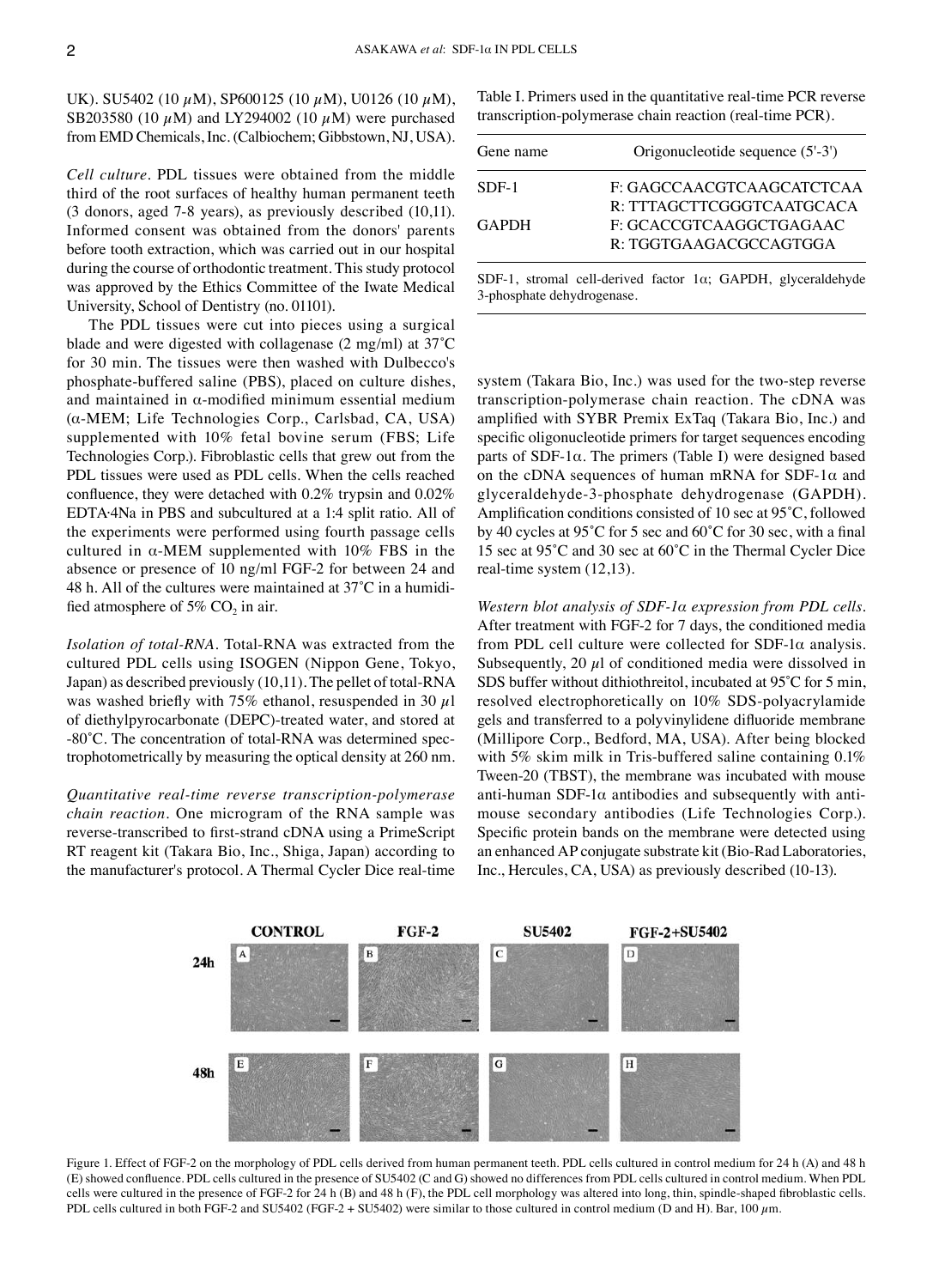UK). SU5402 (10 μM), SP600125 (10 μM), U0126 (10 μM), SB203580 (10 μM) and LY294002 (10 μM) were purchased from EMD Chemicals, Inc. (Calbiochem; Gibbstown, NJ, USA).

*Cell culture.* PDL tissues were obtained from the middle third of the root surfaces of healthy human permanent teeth (3 donors, aged 7-8 years), as previously described (10,11). Informed consent was obtained from the donors' parents before tooth extraction, which was carried out in our hospital during the course of orthodontic treatment. This study protocol was approved by the Ethics Committee of the Iwate Medical University, School of Dentistry (no. 01101).

The PDL tissues were cut into pieces using a surgical blade and were digested with collagenase (2 mg/ml) at 37˚C for 30 min. The tissues were then washed with Dulbecco's phosphate-buffered saline (PBS), placed on culture dishes, and maintained in α-modified minimum essential medium (α-MEM; Life Technologies Corp., Carlsbad, CA, USA) supplemented with 10% fetal bovine serum (FBS; Life Technologies Corp.). Fibroblastic cells that grew out from the PDL tissues were used as PDL cells. When the cells reached confluence, they were detached with 0.2% trypsin and 0.02% EDTA·4Na in PBS and subcultured at a 1:4 split ratio. All of the experiments were performed using fourth passage cells cultured in α-MEM supplemented with 10% FBS in the absence or presence of 10 ng/ml FGF-2 for between 24 and 48 h. All of the cultures were maintained at 37˚C in a humidified atmosphere of 5% $CO_2$ in air.

*Isolation of total-RNA.* Total-RNA was extracted from the cultured PDL cells using ISOGEN (Nippon Gene, Tokyo, Japan) as described previously (10,11). The pellet of total-RNA was washed briefly with 75% ethanol, resuspended in 30 μl of diethylpyrocarbonate (DEPC)-treated water, and stored at -80˚C. The concentration of total-RNA was determined spectrophotometrically by measuring the optical density at 260 nm.

*Quantitative real-time reverse transcription-polymerase chain reaction.* One microgram of the RNA sample was reverse-transcribed to first-strand cDNA using a PrimeScript RT reagent kit (Takara Bio, Inc., Shiga, Japan) according to the manufacturer's protocol. A Thermal Cycler Dice real-time system (Takara Bio, Inc.) was used for the two-step reverse transcription-polymerase chain reaction. The cDNA was amplified with SYBR Premix ExTaq (Takara Bio, Inc.) and specific oligonucleotide primers for target sequences encoding parts of SDF-1α. The primers (Table I) were designed based on the cDNA sequences of human mRNA for SDF-1α and glyceraldehyde-3-phosphate dehydrogenase (GAPDH). Amplification conditions consisted of 10 sec at 95˚C, followed by 40 cycles at 95˚C for 5 sec and 60˚C for 30 sec, with a final 15 sec at 95˚C and 30 sec at 60˚C in the Thermal Cycler Dice real-time system (12,13).

Table I. Primers used in the quantitative real-time PCR reverse transcription-polymerase chain reaction (real-time PCR).

| Gene name | Origonucleotide sequence (5'-3') |
|---|---|
| SDF-1 | F: GAGCCAACGTCAAGCATCTCAA<br>R: TTTAGCTTCGGGTCAATGCACA |
| GAPDH | F: GCACCGTCAAGGCTGAGAAC<br>R: TGGTGAAGACGCCAGTGGA |

SDF-1, stromal cell-derived factor 1α; GAPDH, glyceraldehyde 3-phosphate dehydrogenase.

*Western blot analysis of SDF-1α expression from PDL cells.* After treatment with FGF-2 for 7 days, the conditioned media from PDL cell culture were collected for SDF-1α analysis. Subsequently, 20 μl of conditioned media were dissolved in SDS buffer without dithiothreitol, incubated at 95˚C for 5 min, resolved electrophoretically on 10% SDS-polyacrylamide gels and transferred to a polyvinylidene difluoride membrane (Millipore Corp., Bedford, MA, USA). After being blocked with 5% skim milk in Tris-buffered saline containing 0.1% Tween-20 (TBST), the membrane was incubated with mouse anti-human SDF-1α antibodies and subsequently with anti-mouse secondary antibodies (Life Technologies Corp.). Specific protein bands on the membrane were detected using an enhanced AP conjugate substrate kit (Bio-Rad Laboratories, Inc., Hercules, CA, USA) as previously described (10-13).

Figure 1. Effect of FGF-2 on the morphology of PDL cells derived from human permanent teeth. PDL cells cultured in control medium for 24 h (A) and 48 h (E) showed confluence. PDL cells cultured in the presence of SU5402 (C and G) showed no differences from PDL cells cultured in control medium. When PDL cells were cultured in the presence of FGF-2 for 24 h (B) and 48 h (F), the PDL cell morphology was altered into long, thin, spindle-shaped fibroblastic cells. PDL cells cultured in both FGF-2 and SU5402 (FGF-2 + SU5402) were similar to those cultured in control medium (D and H). Bar, 100 μm.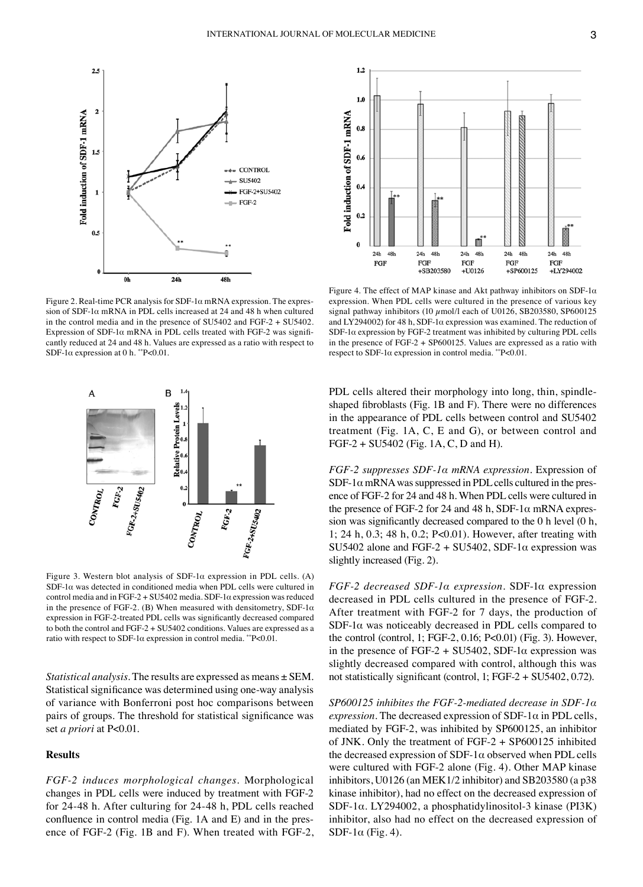Figure 2. Real-time PCR analysis for SDF-1α mRNA expression. The expression of SDF-1α mRNA in PDL cells increased at 24 and 48 h when cultured in the control media and in the presence of SU5402 and FGF-2 + SU5402. Expression of SDF-1α mRNA in PDL cells treated with FGF-2 was significantly reduced at 24 and 48 h. Values are expressed as a ratio with respect to SDF-1α expression at 0 h. **P<0.01.

Figure 3. Western blot analysis of SDF-1α expression in PDL cells. (A) SDF-1α was detected in conditioned media when PDL cells were cultured in control media and in FGF-2 + SU5402 media. SDF-1α expression was reduced in the presence of FGF-2. (B) When measured with densitometry, SDF-1α expression in FGF-2-treated PDL cells was significantly decreased compared to both the control and FGF-2 + SU5402 conditions. Values are expressed as a ratio with respect to SDF-1α expression in control media. **P<0.01.

*Statistical analysis.* The results are expressed as means ± SEM. Statistical significance was determined using one-way analysis of variance with Bonferroni post hoc comparisons between pairs of groups. The threshold for statistical significance was set *a priori* at P<0.01.

## Results

*FGF-2 induces morphological changes.* Morphological changes in PDL cells were induced by treatment with FGF-2 for 24-48 h. After culturing for 24-48 h, PDL cells reached confluence in control media (Fig. 1A and E) and in the presence of FGF-2 (Fig. 1B and F). When treated with FGF-2, PDL cells altered their morphology into long, thin, spindle-shaped fibroblasts (Fig. 1B and F). There were no differences in the appearance of PDL cells between control and SU5402 treatment (Fig. 1A, C, E and G), or between control and FGF-2 + SU5402 (Fig. 1A, C, D and H).

Figure 4. The effect of MAP kinase and Akt pathway inhibitors on SDF-1α expression. When PDL cells were cultured in the presence of various key signal pathway inhibitors (10 μmol/l each of U0126, SB203580, SP600125 and LY294002) for 48 h, SDF-1α expression was examined. The reduction of SDF-1α expression by FGF-2 treatment was inhibited by culturing PDL cells in the presence of FGF-2 + SP600125. Values are expressed as a ratio with respect to SDF-1α expression in control media. **P<0.01.

*FGF-2 suppresses SDF-1α mRNA expression.* Expression of SDF-1α mRNA was suppressed in PDL cells cultured in the presence of FGF-2 for 24 and 48 h. When PDL cells were cultured in the presence of FGF-2 for 24 and 48 h, SDF-1α mRNA expression was significantly decreased compared to the 0 h level (0 h, 1; 24 h, 0.3; 48 h, 0.2; P<0.01). However, after treating with SU5402 alone and FGF-2 + SU5402, SDF-1α expression was slightly increased (Fig. 2).

*FGF-2 decreased SDF-1α expression.* SDF-1α expression decreased in PDL cells cultured in the presence of FGF-2. After treatment with FGF-2 for 7 days, the production of SDF-1α was noticeably decreased in PDL cells compared to the control (control, 1; FGF-2, 0.16; P<0.01) (Fig. 3). However, in the presence of FGF-2 + SU5402, SDF-1α expression was slightly decreased compared with control, although this was not statistically significant (control, 1; FGF-2 + SU5402, 0.72).

*SP600125 inhibites the FGF-2-mediated decrease in SDF-1α expression.* The decreased expression of SDF-1α in PDL cells, mediated by FGF-2, was inhibited by SP600125, an inhibitor of JNK. Only the treatment of FGF-2 + SP600125 inhibited the decreased expression of SDF-1α observed when PDL cells were cultured with FGF-2 alone (Fig. 4). Other MAP kinase inhibitors, U0126 (an MEK1/2 inhibitor) and SB203580 (a p38 kinase inhibitor), had no effect on the decreased expression of SDF-1α. LY294002, a phosphatidylinositol-3 kinase (PI3K) inhibitor, also had no effect on the decreased expression of SDF-1α (Fig. 4).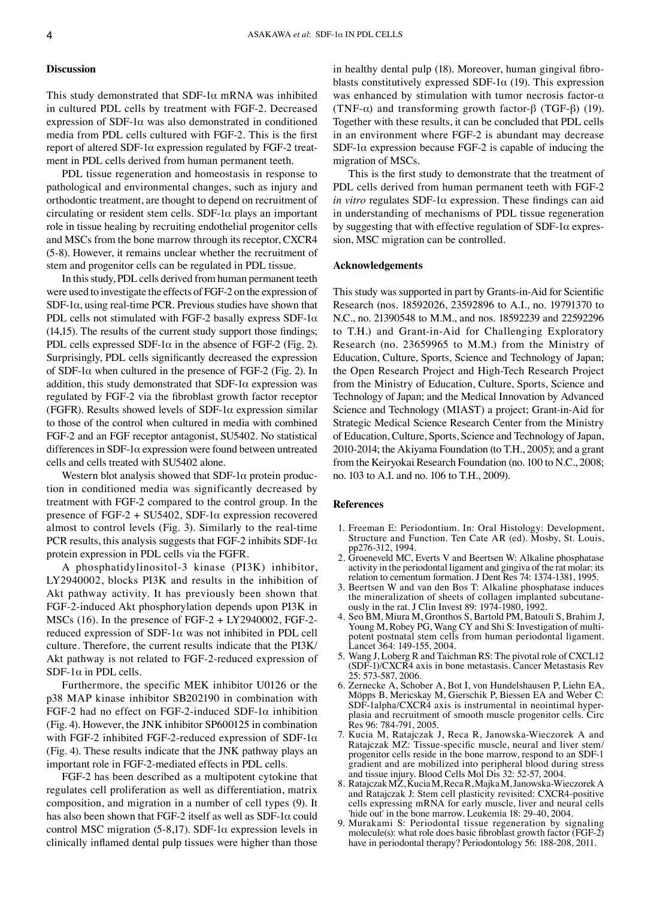## Discussion

This study demonstrated that SDF-1α mRNA was inhibited in cultured PDL cells by treatment with FGF-2. Decreased expression of SDF-1α was also demonstrated in conditioned media from PDL cells cultured with FGF-2. This is the first report of altered SDF-1α expression regulated by FGF-2 treatment in PDL cells derived from human permanent teeth.

PDL tissue regeneration and homeostasis in response to pathological and environmental changes, such as injury and orthodontic treatment, are thought to depend on recruitment of circulating or resident stem cells. SDF-1α plays an important role in tissue healing by recruiting endothelial progenitor cells and MSCs from the bone marrow through its receptor, CXCR4 (5-8). However, it remains unclear whether the recruitment of stem and progenitor cells can be regulated in PDL tissue.

In this study, PDL cells derived from human permanent teeth were used to investigate the effects of FGF-2 on the expression of SDF-1α, using real-time PCR. Previous studies have shown that PDL cells not stimulated with FGF-2 basally express SDF-1α (14,15). The results of the current study support those findings; PDL cells expressed SDF-1α in the absence of FGF-2 (Fig. 2). Surprisingly, PDL cells significantly decreased the expression of SDF-1α when cultured in the presence of FGF-2 (Fig. 2). In addition, this study demonstrated that SDF-1α expression was regulated by FGF-2 via the fibroblast growth factor receptor (FGFR). Results showed levels of SDF-1α expression similar to those of the control when cultured in media with combined FGF-2 and an FGF receptor antagonist, SU5402. No statistical differences in SDF-1α expression were found between untreated cells and cells treated with SU5402 alone.

Western blot analysis showed that SDF-1α protein production in conditioned media was significantly decreased by treatment with FGF-2 compared to the control group. In the presence of FGF-2 + SU5402, SDF-1α expression recovered almost to control levels (Fig. 3). Similarly to the real-time PCR results, this analysis suggests that FGF-2 inhibits SDF-1α protein expression in PDL cells via the FGFR.

A phosphatidylinositol-3 kinase (PI3K) inhibitor, LY2940002, blocks PI3K and results in the inhibition of Akt pathway activity. It has previously been shown that FGF-2-induced Akt phosphorylation depends upon PI3K in MSCs (16). In the presence of FGF-2 + LY2940002, FGF-2-reduced expression of SDF-1α was not inhibited in PDL cell culture. Therefore, the current results indicate that the PI3K/Akt pathway is not related to FGF-2-reduced expression of SDF-1α in PDL cells.

Furthermore, the specific MEK inhibitor U0126 or the p38 MAP kinase inhibitor SB202190 in combination with FGF-2 had no effect on FGF-2-induced SDF-1α inhibition (Fig. 4). However, the JNK inhibitor SP600125 in combination with FGF-2 inhibited FGF-2-reduced expression of SDF-1α (Fig. 4). These results indicate that the JNK pathway plays an important role in FGF-2-mediated effects in PDL cells.

FGF-2 has been described as a multipotent cytokine that regulates cell proliferation as well as differentiation, matrix composition, and migration in a number of cell types (9). It has also been shown that FGF-2 itself as well as SDF-1α could control MSC migration (5-8,17). SDF-1α expression levels in clinically inflamed dental pulp tissues were higher than those in healthy dental pulp (18). Moreover, human gingival fibroblasts constitutively expressed SDF-1α (19). This expression was enhanced by stimulation with tumor necrosis factor-α (TNF-α) and transforming growth factor-β (TGF-β) (19). Together with these results, it can be concluded that PDL cells in an environment where FGF-2 is abundant may decrease SDF-1α expression because FGF-2 is capable of inducing the migration of MSCs.

This is the first study to demonstrate that the treatment of PDL cells derived from human permanent teeth with FGF-2 *in vitro* regulates SDF-1α expression. These findings can aid in understanding of mechanisms of PDL tissue regeneration by suggesting that with effective regulation of SDF-1α expression, MSC migration can be controlled.

## Acknowledgements

This study was supported in part by Grants-in-Aid for Scientific Research (nos. 18592026, 23592896 to A.I., no. 19791370 to N.C., no. 21390548 to M.M., and nos. 18592239 and 22592296 to T.H.) and Grant-in-Aid for Challenging Exploratory Research (no. 23659965 to M.M.) from the Ministry of Education, Culture, Sports, Science and Technology of Japan; the Open Research Project and High-Tech Research Project from the Ministry of Education, Culture, Sports, Science and Technology of Japan; and the Medical Innovation by Advanced Science and Technology (MIAST) a project; Grant-in-Aid for Strategic Medical Science Research Center from the Ministry of Education, Culture, Sports, Science and Technology of Japan, 2010-2014; the Akiyama Foundation (to T.H., 2005); and a grant from the Keiryokai Research Foundation (no. 100 to N.C., 2008; no. 103 to A.I. and no. 106 to T.H., 2009).

## References

1. Freeman E: Periodontium. In: Oral Histology: Development, Structure and Function. Ten Cate AR (ed). Mosby, St. Louis, pp276-312, 1994.
2. Groeneveld MC, Everts V and Beertsen W: Alkaline phosphatase activity in the periodontal ligament and gingiva of the rat molar: its relation to cementum formation. J Dent Res 74: 1374-1381, 1995.
3. Beertsen W and van den Bos T: Alkaline phosphatase induces the mineralization of sheets of collagen implanted subcutaneously in the rat. J Clin Invest 89: 1974-1980, 1992.
4. Seo BM, Miura M, Gronthos S, Bartold PM, Batouli S, Brahim J, Young M, Robey PG, Wang CY and Shi S: Investigation of multipotent postnatal stem cells from human periodontal ligament. Lancet 364: 149-155, 2004.
5. Wang J, Loberg R and Taichman RS: The pivotal role of CXCL12 (SDF-1)/CXCR4 axis in bone metastasis. Cancer Metastasis Rev 25: 573-587, 2006.
6. Zernecke A, Schober A, Bot I, von Hundelshausen P, Liehn EA, Möpps B, Mericskay M, Gierschik P, Biessen EA and Weber C: SDF-1alpha/CXCR4 axis is instrumental in neointimal hyperplasia and recruitment of smooth muscle progenitor cells. Circ Res 96: 784-791, 2005.
7. Kucia M, Ratajczak J, Reca R, Janowska-Wieczorek A and Ratajczak MZ: Tissue-specific muscle, neural and liver stem/progenitor cells reside in the bone marrow, respond to an SDF-1 gradient and are mobilized into peripheral blood during stress and tissue injury. Blood Cells Mol Dis 32: 52-57, 2004.
8. Ratajczak MZ, Kucia M, Reca R, Majka M, Janowska-Wieczorek A and Ratajczak J: Stem cell plasticity revisited: CXCR4-positive cells expressing mRNA for early muscle, liver and neural cells 'hide out' in the bone marrow. Leukemia 18: 29-40, 2004.
9. Murakami S: Periodontal tissue regeneration by signaling molecule(s): what role does basic fibroblast growth factor (FGF-2) have in periodontal therapy? Periodontology 56: 188-208, 2011.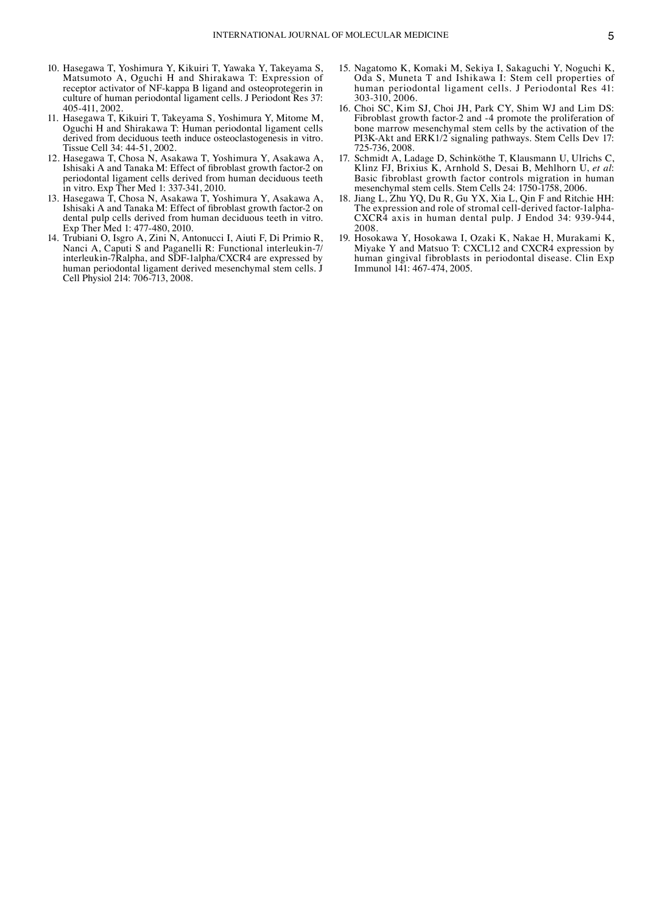10. Hasegawa T, Yoshimura Y, Kikuiri T, Yawaka Y, Takeyama S, Matsumoto A, Oguchi H and Shirakawa T: Expression of receptor activator of NF-kappa B ligand and osteoprotegerin in culture of human periodontal ligament cells. J Periodont Res 37: 405-411, 2002.
11. Hasegawa T, Kikuiri T, Takeyama S, Yoshimura Y, Mitome M, Oguchi H and Shirakawa T: Human periodontal ligament cells derived from deciduous teeth induce osteoclastogenesis in vitro. Tissue Cell 34: 44-51, 2002.
12. Hasegawa T, Chosa N, Asakawa T, Yoshimura Y, Asakawa A, Ishisaki A and Tanaka M: Effect of fibroblast growth factor-2 on periodontal ligament cells derived from human deciduous teeth in vitro. Exp Ther Med 1: 337-341, 2010.
13. Hasegawa T, Chosa N, Asakawa T, Yoshimura Y, Asakawa A, Ishisaki A and Tanaka M: Effect of fibroblast growth factor-2 on dental pulp cells derived from human deciduous teeth in vitro. Exp Ther Med 1: 477-480, 2010.
14. Trubiani O, Isgro A, Zini N, Antonucci I, Aiuti F, Di Primio R, Nanci A, Caputi S and Paganelli R: Functional interleukin-7/interleukin-7Ralpha, and SDF-1alpha/CXCR4 are expressed by human periodontal ligament derived mesenchymal stem cells. J Cell Physiol 214: 706-713, 2008.
15. Nagatomo K, Komaki M, Sekiya I, Sakaguchi Y, Noguchi K, Oda S, Muneta T and Ishikawa I: Stem cell properties of human periodontal ligament cells. J Periodontal Res 41: 303-310, 2006.
16. Choi SC, Kim SJ, Choi JH, Park CY, Shim WJ and Lim DS: Fibroblast growth factor-2 and -4 promote the proliferation of bone marrow mesenchymal stem cells by the activation of the PI3K-Akt and ERK1/2 signaling pathways. Stem Cells Dev 17: 725-736, 2008.
17. Schmidt A, Ladage D, Schinköthe T, Klausmann U, Ulrichs C, Klinz FJ, Brixius K, Arnhold S, Desai B, Mehlhorn U, *et al*: Basic fibroblast growth factor controls migration in human mesenchymal stem cells. Stem Cells 24: 1750-1758, 2006.
18. Jiang L, Zhu YQ, Du R, Gu YX, Xia L, Qin F and Ritchie HH: The expression and role of stromal cell-derived factor-1alpha-CXCR4 axis in human dental pulp. J Endod 34: 939-944, 2008.
19. Hosokawa Y, Hosokawa I, Ozaki K, Nakae H, Murakami K, Miyake Y and Matsuo T: CXCL12 and CXCR4 expression by human gingival fibroblasts in periodontal disease. Clin Exp Immunol 141: 467-474, 2005.